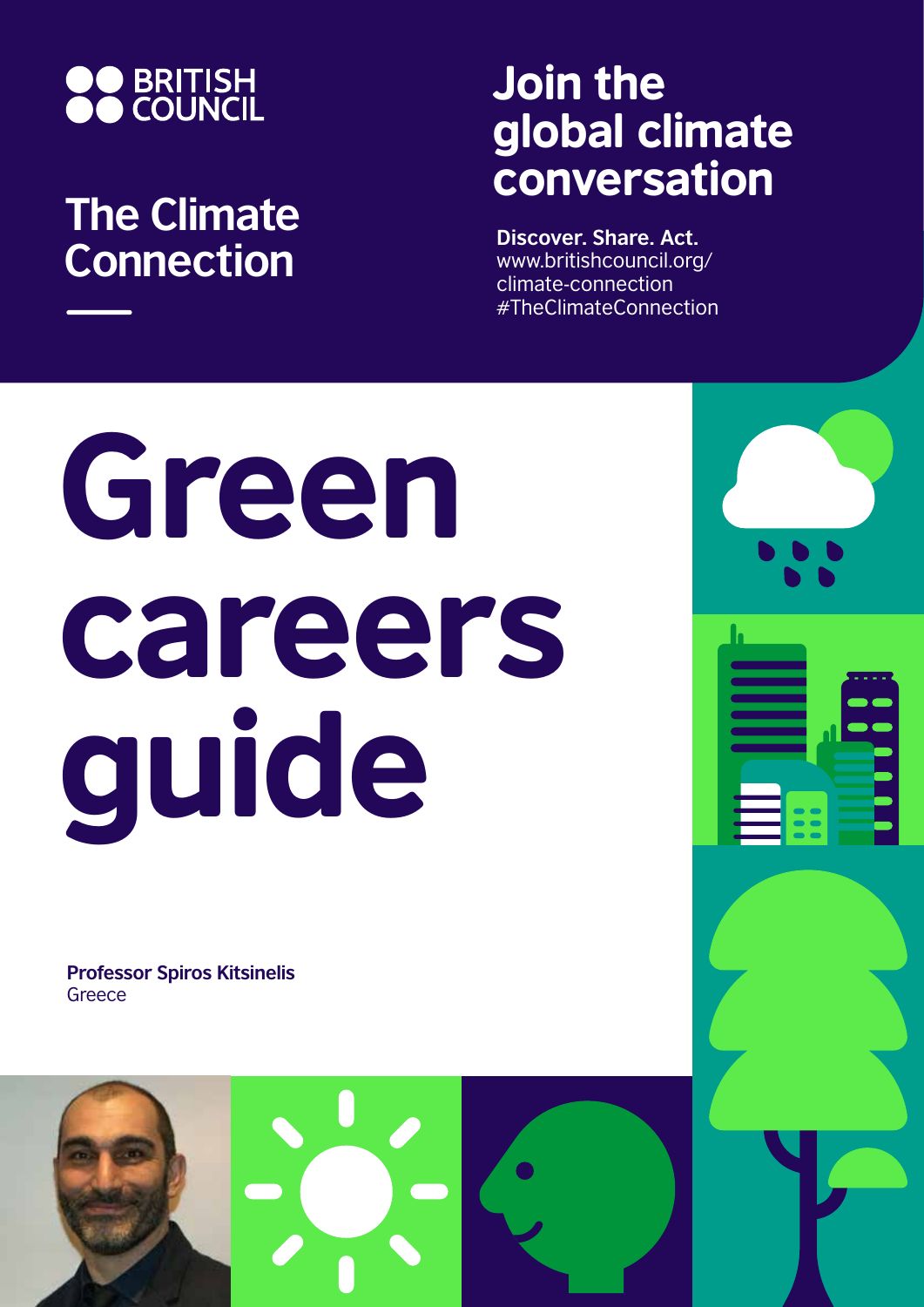BRITISH COUNCIL

## The Climate Connection

## Join the global climate conversation

**Discover. Share. Act.**
www.britishcouncil.org/climate-connection
#TheClimateConnection

# Green careers guide

**Professor Spiros Kitsinelis**
Greece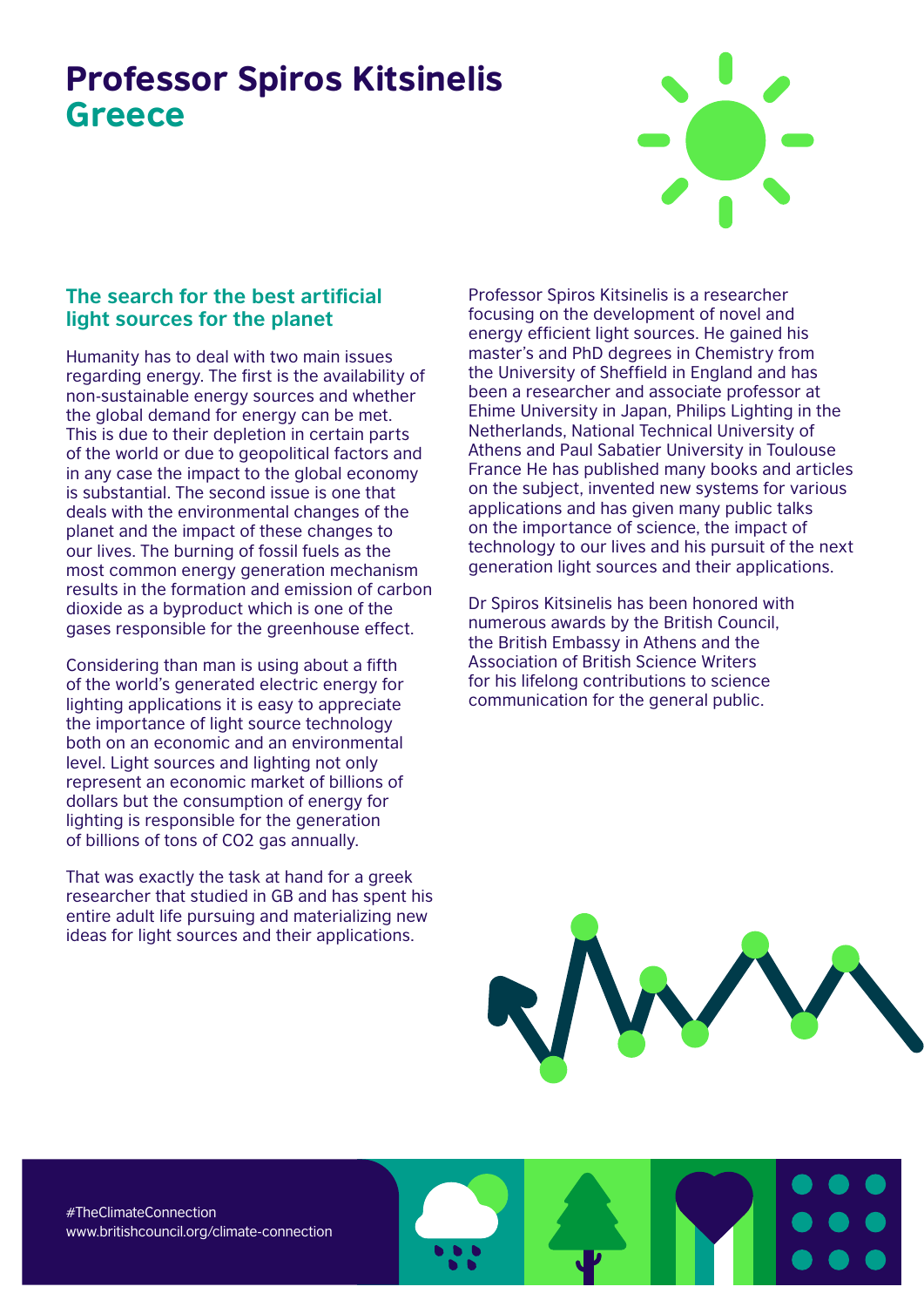# Professor Spiros Kitsinelis
## Greece

### The search for the best artificial light sources for the planet

Humanity has to deal with two main issues regarding energy. The first is the availability of non-sustainable energy sources and whether the global demand for energy can be met. This is due to their depletion in certain parts of the world or due to geopolitical factors and in any case the impact to the global economy is substantial. The second issue is one that deals with the environmental changes of the planet and the impact of these changes to our lives. The burning of fossil fuels as the most common energy generation mechanism results in the formation and emission of carbon dioxide as a byproduct which is one of the gases responsible for the greenhouse effect.

Considering than man is using about a fifth of the world's generated electric energy for lighting applications it is easy to appreciate the importance of light source technology both on an economic and an environmental level. Light sources and lighting not only represent an economic market of billions of dollars but the consumption of energy for lighting is responsible for the generation of billions of tons of $CO_2$ gas annually.

That was exactly the task at hand for a greek researcher that studied in GB and has spent his entire adult life pursuing and materializing new ideas for light sources and their applications.

Professor Spiros Kitsinelis is a researcher focusing on the development of novel and energy efficient light sources. He gained his master's and PhD degrees in Chemistry from the University of Sheffield in England and has been a researcher and associate professor at Ehime University in Japan, Philips Lighting in the Netherlands, National Technical University of Athens and Paul Sabatier University in Toulouse France He has published many books and articles on the subject, invented new systems for various applications and has given many public talks on the importance of science, the impact of technology to our lives and his pursuit of the next generation light sources and their applications.

Dr Spiros Kitsinelis has been honored with numerous awards by the British Council, the British Embassy in Athens and the Association of British Science Writers for his lifelong contributions to science communication for the general public.

#TheClimateConnection
www.britishcouncil.org/climate-connection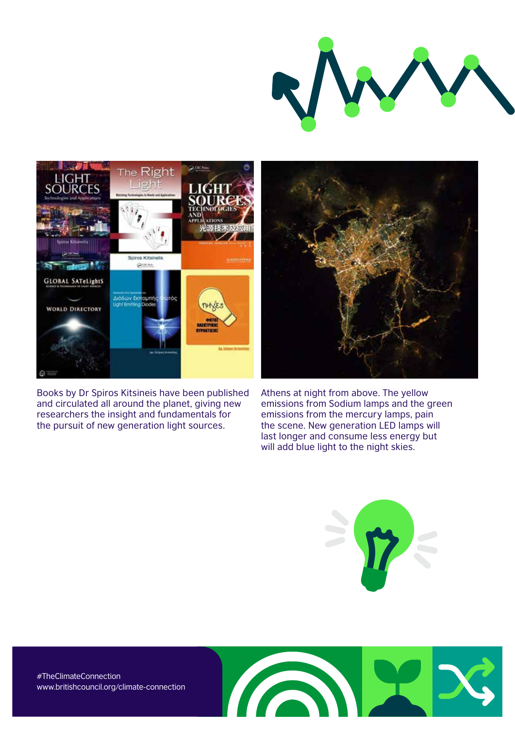Books by Dr Spiros Kitsineis have been published and circulated all around the planet, giving new researchers the insight and fundamentals for the pursuit of new generation light sources.

Athens at night from above. The yellow emissions from Sodium lamps and the green emissions from the mercury lamps, pain the scene. New generation LED lamps will last longer and consume less energy but will add blue light to the night skies.

#TheClimateConnection
www.britishcouncil.org/climate-connection